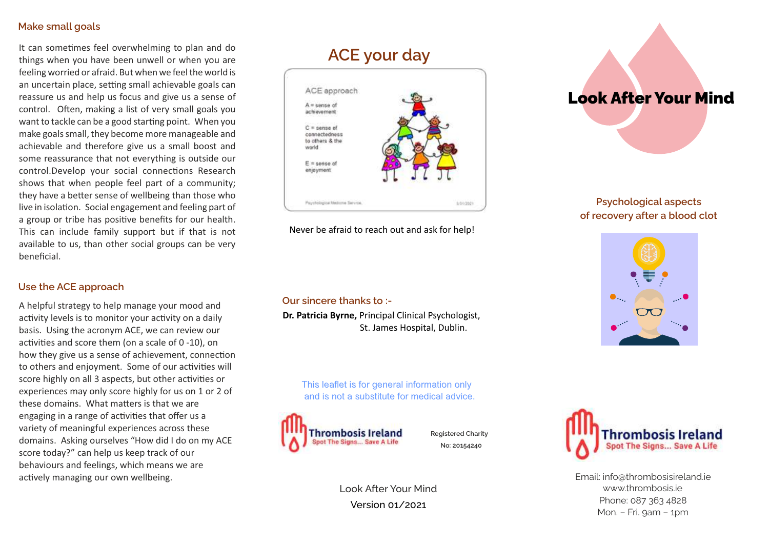## Make small goals

It can sometimes feel overwhelming to plan and do things when you have been unwell or when you are feeling worried or afraid. But when we feel the world is an uncertain place, setting small achievable goals can reassure us and help us focus and give us a sense of control. Often, making a list of very small goals you want to tackle can be a good starting point. When you make goals small, they become more manageable and achievable and therefore give us a small boost and some reassurance that not everything is outside our control.Develop your social connections Research shows that when people feel part of a community; they have a better sense of wellbeing than those who live in isolation. Social engagement and feeling part of a group or tribe has positive benefits for our health. This can include family support but if that is not available to us, than other social groups can be very beneficial.

## Use the ACE approach

A helpful strategy to help manage your mood and activity levels is to monitor your activity on a daily basis. Using the acronym ACE, we can review our activities and score them (on a scale of 0 -10), on how they give us a sense of achievement, connection to others and enjoyment. Some of our activities will score highly on all 3 aspects, but other activities or experiences may only score highly for us on 1 or 2 of these domains. What matters is that we are engaging in a range of activities that offer us a variety of meaningful experiences across these domains. Asking ourselves "How did I do on my ACE score today?" can help us keep track of our behaviours and feelings, which means we are actively managing our own wellbeing.

## ACE your day

ACE approach

A = sense of achievement

C = sense of connectedness to others & the world

E = sense of enjoyment

Psychological Medicine Service

Never be afraid to reach out and ask for help!

### Our sincere thanks to :-

**Dr. Patricia Byrne,** Principal Clinical Psychologist, St. James Hospital, Dublin.

This leaflet is for general information only and is not a substitute for medical advice.

Thrombosis Ireland
Spot The Signs... Save A Life

Registered Charity No: 20154240

Look After Your Mind
Version 01/2021

# Look After Your Mind

Psychological aspects of recovery after a blood clot

Thrombosis Ireland
Spot The Signs... Save A Life

Email: info@thrombosisireland.ie
www.thrombosis.ie
Phone: 087 363 4828
Mon. – Fri. 9am – 1pm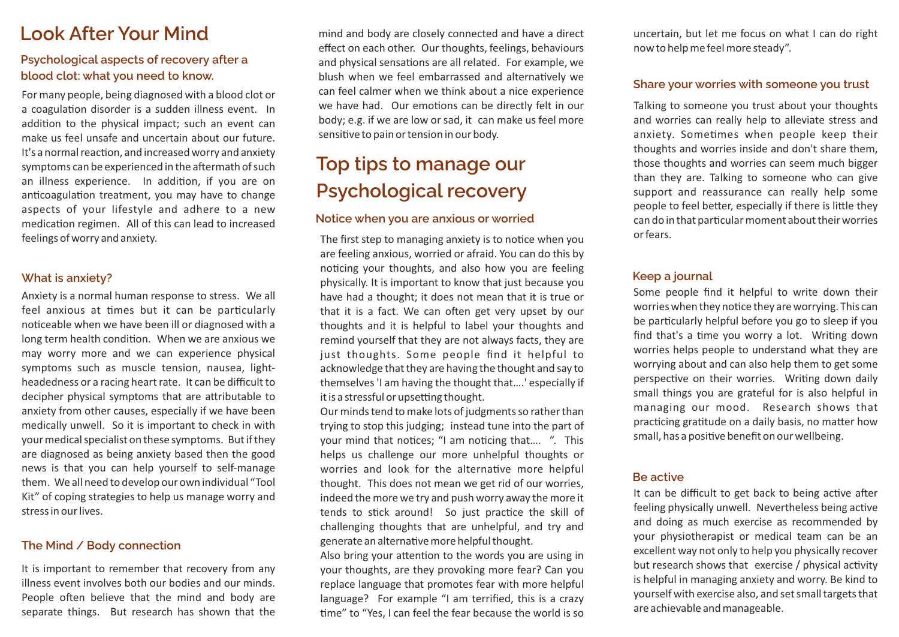# Look After Your Mind

### Psychological aspects of recovery after a blood clot: what you need to know.

For many people, being diagnosed with a blood clot or a coagulation disorder is a sudden illness event. In addition to the physical impact; such an event can make us feel unsafe and uncertain about our future. It's a normal reaction, and increased worry and anxiety symptoms can be experienced in the aftermath of such an illness experience. In addition, if you are on anticoagulation treatment, you may have to change aspects of your lifestyle and adhere to a new medication regimen. All of this can lead to increased feelings of worry and anxiety.

### What is anxiety?

Anxiety is a normal human response to stress. We all feel anxious at times but it can be particularly noticeable when we have been ill or diagnosed with a long term health condition. When we are anxious we may worry more and we can experience physical symptoms such as muscle tension, nausea, light-headedness or a racing heart rate. It can be difficult to decipher physical symptoms that are attributable to anxiety from other causes, especially if we have been medically unwell. So it is important to check in with your medical specialist on these symptoms. But if they are diagnosed as being anxiety based then the good news is that you can help yourself to self-manage them. We all need to develop our own individual "Tool Kit" of coping strategies to help us manage worry and stress in our lives.

### The Mind / Body connection

It is important to remember that recovery from any illness event involves both our bodies and our minds. People often believe that the mind and body are separate things. But research has shown that the mind and body are closely connected and have a direct effect on each other. Our thoughts, feelings, behaviours and physical sensations are all related. For example, we blush when we feel embarrassed and alternatively we can feel calmer when we think about a nice experience we have had. Our emotions can be directly felt in our body; e.g. if we are low or sad, it can make us feel more sensitive to pain or tension in our body.

## Top tips to manage our Psychological recovery

### Notice when you are anxious or worried

The first step to managing anxiety is to notice when you are feeling anxious, worried or afraid. You can do this by noticing your thoughts, and also how you are feeling physically. It is important to know that just because you have had a thought; it does not mean that it is true or that it is a fact. We can often get very upset by our thoughts and it is helpful to label your thoughts and remind yourself that they are not always facts, they are just thoughts. Some people find it helpful to acknowledge that they are having the thought and say to themselves 'I am having the thought that....' especially if it is a stressful or upsetting thought.

Our minds tend to make lots of judgments so rather than trying to stop this judging; instead tune into the part of your mind that notices; "I am noticing that.... ". This helps us challenge our more unhelpful thoughts or worries and look for the alternative more helpful thought. This does not mean we get rid of our worries, indeed the more we try and push worry away the more it tends to stick around! So just practice the skill of challenging thoughts that are unhelpful, and try and generate an alternative more helpful thought.

Also bring your attention to the words you are using in your thoughts, are they provoking more fear? Can you replace language that promotes fear with more helpful language? For example "I am terrified, this is a crazy time" to "Yes, I can feel the fear because the world is so uncertain, but let me focus on what I can do right now to help me feel more steady".

### Share your worries with someone you trust

Talking to someone you trust about your thoughts and worries can really help to alleviate stress and anxiety. Sometimes when people keep their thoughts and worries inside and don't share them, those thoughts and worries can seem much bigger than they are. Talking to someone who can give support and reassurance can really help some people to feel better, especially if there is little they can do in that particular moment about their worries or fears.

### Keep a journal

Some people find it helpful to write down their worries when they notice they are worrying. This can be particularly helpful before you go to sleep if you find that's a time you worry a lot. Writing down worries helps people to understand what they are worrying about and can also help them to get some perspective on their worries. Writing down daily small things you are grateful for is also helpful in managing our mood. Research shows that practicing gratitude on a daily basis, no matter how small, has a positive benefit on our wellbeing.

### Be active

It can be difficult to get back to being active after feeling physically unwell. Nevertheless being active and doing as much exercise as recommended by your physiotherapist or medical team can be an excellent way not only to help you physically recover but research shows that exercise / physical activity is helpful in managing anxiety and worry. Be kind to yourself with exercise also, and set small targets that are achievable and manageable.